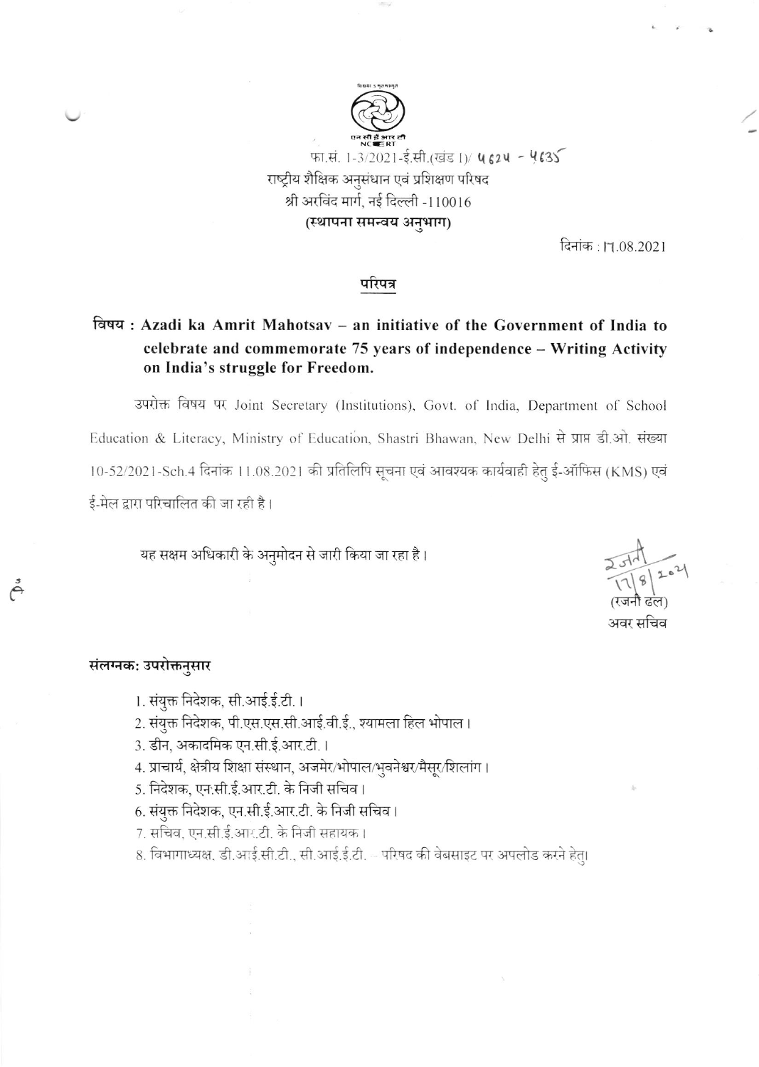फा.सं. 1-3/2021-ई.सी.(खंड I)/ 4624 - 4635

राष्ट्रीय शैक्षिक अनुसंधान एवं प्रशिक्षण परिषद

श्री अरविंद मार्ग, नई दिल्ली -110016

**(स्थापना समन्वय अनुभाग)**

दिनांक : 17.08.2021

## परिपत्र

**विषय : Azadi ka Amrit Mahotsav – an initiative of the Government of India to celebrate and commemorate 75 years of independence – Writing Activity on India's struggle for Freedom.**

उपरोक्त विषय पर Joint Secretary (Institutions), Govt. of India, Department of School Education & Literacy, Ministry of Education, Shastri Bhawan, New Delhi से प्राप्त डी.ओ. संख्या 10-52/2021-Sch.4 दिनांक 11.08.2021 की प्रतिलिपि सूचना एवं आवश्यक कार्यवाही हेतु ई-ऑफिस (KMS) एवं ई-मेल द्वारा परिचालित की जा रही है।

यह सक्षम अधिकारी के अनुमोदन से जारी किया जा रहा है।

रजनी 17/8/2021

(रजनी ढल)

अवर सचिव

**संलग्नक: उपरोक्तनुसार**

1. संयुक्त निदेशक, सी.आई.ई.टी.।
2. संयुक्त निदेशक, पी.एस.एस.सी.आई.वी.ई., श्यामला हिल भोपाल।
3. डीन, अकादमिक एन.सी.ई.आर.टी.।
4. प्राचार्य, क्षेत्रीय शिक्षा संस्थान, अजमेर/भोपाल/भुवनेश्वर/मैसूर/शिलांग।
5. निदेशक, एन.सी.ई.आर.टी. के निजी सचिव।
6. संयुक्त निदेशक, एन.सी.ई.आर.टी. के निजी सचिव।
7. सचिव, एन.सी.ई.आर.टी. के निजी सहायक।
8. विभागाध्यक्ष, डी.आई.सी.टी., सी.आई.ई.टी. – परिषद की वेबसाइट पर अपलोड करने हेतु।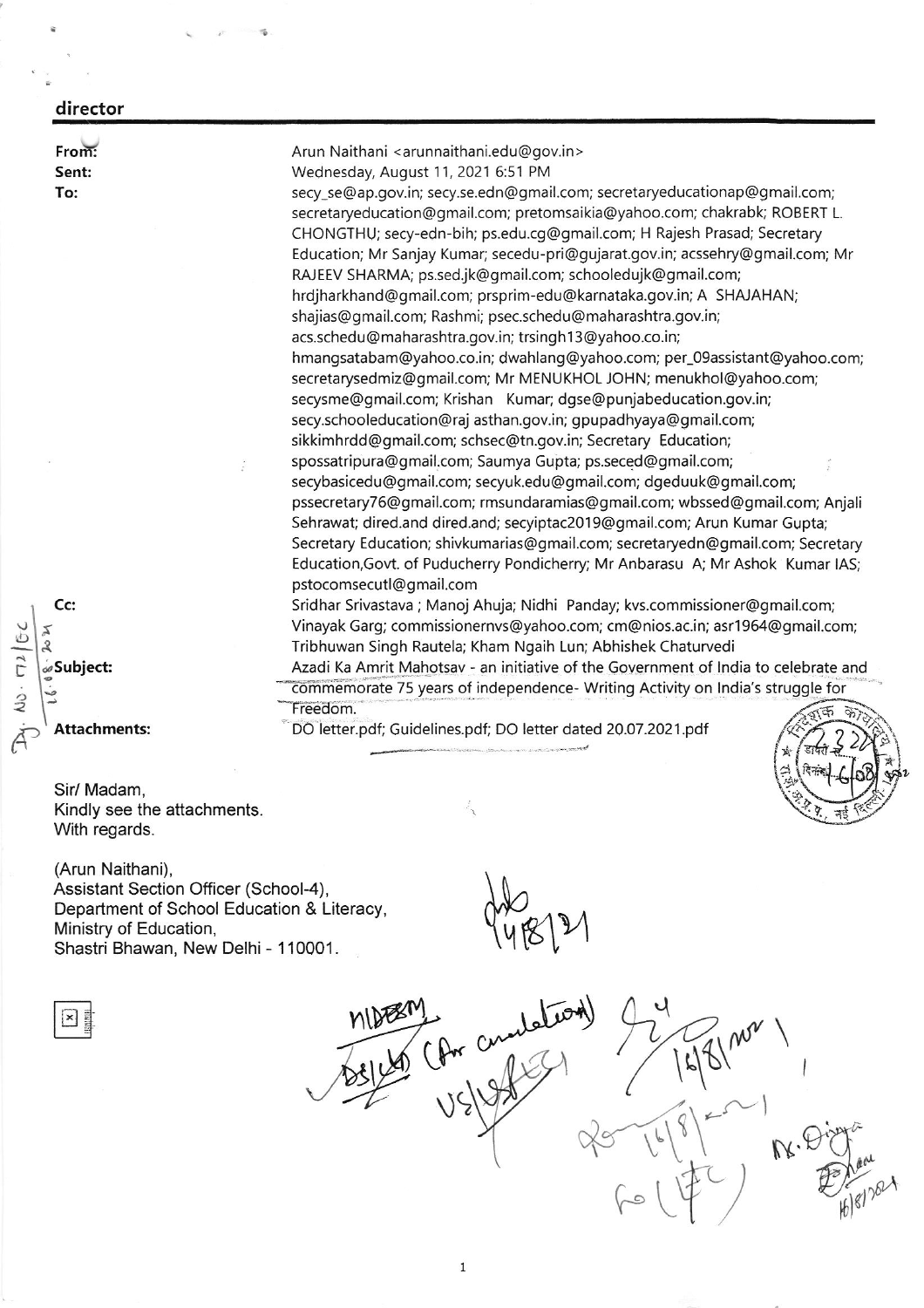**director**

---

**From:** Arun Naithani <arunnaithani.edu@gov.in>
**Sent:** Wednesday, August 11, 2021 6:51 PM
**To:** secy_se@ap.gov.in; secy.se.edn@gmail.com; secretaryeducationap@gmail.com; secretaryeducation@gmail.com; pretomsaikia@yahoo.com; chakrabk; ROBERT L. CHONGTHU; secy-edn-bih; ps.edu.cg@gmail.com; H Rajesh Prasad; Secretary Education; Mr Sanjay Kumar; secedu-pri@gujarat.gov.in; acssehry@gmail.com; Mr RAJEEV SHARMA; ps.sed.jk@gmail.com; schooledujk@gmail.com; hrdjharkhand@gmail.com; prsprim-edu@karnataka.gov.in; A SHAJAHAN; shajias@gmail.com; Rashmi; psec.schedu@maharashtra.gov.in; acs.schedu@maharashtra.gov.in; trsingh13@yahoo.co.in; hmangsatabam@yahoo.co.in; dwahlang@yahoo.com; per_09assistant@yahoo.com; secretarysedmiz@gmail.com; Mr MENUKHOL JOHN; menukhol@yahoo.com; secysme@gmail.com; Krishan Kumar; dgse@punjabeducation.gov.in; secy.schooleducation@raj asthan.gov.in; gpupadhyaya@gmail.com; sikkimhrdd@gmail.com; schsec@tn.gov.in; Secretary Education; spossatripura@gmail.com; Saumya Gupta; ps.seced@gmail.com; secybasicedu@gmail.com; secyuk.edu@gmail.com; dgeduuk@gmail.com; pssecretary76@gmail.com; rmsundaramias@gmail.com; wbssed@gmail.com; Anjali Sehrawat; dired.and dired.and; secyiptac2019@gmail.com; Arun Kumar Gupta; Secretary Education; shivkumarias@gmail.com; secretaryedn@gmail.com; Secretary Education,Govt. of Puducherry Pondicherry; Mr Anbarasu A; Mr Ashok Kumar IAS; pstocomsecutl@gmail.com
**Cc:** Sridhar Srivastava ; Manoj Ahuja; Nidhi Panday; kvs.commissioner@gmail.com; Vinayak Garg; commissionernvs@yahoo.com; cm@nios.ac.in; asr1964@gmail.com; Tribhuwan Singh Rautela; Kham Ngaih Lun; Abhishek Chaturvedi
**Subject:** Azadi Ka Amrit Mahotsav - an initiative of the Government of India to celebrate and commemorate 75 years of independence- Writing Activity on India's struggle for Freedom.
**Attachments:** DO letter.pdf; Guidelines.pdf; DO letter dated 20.07.2021.pdf

Sir/ Madam,
Kindly see the attachments.
With regards.

(Arun Naithani),
Assistant Section Officer (School-4),
Department of School Education & Literacy,
Ministry of Education,
Shastri Bhawan, New Delhi - 110001.

Dy. No. 72/EC 16.08.2021

NIDERM
DS(CD) (for circulation)
US(EC)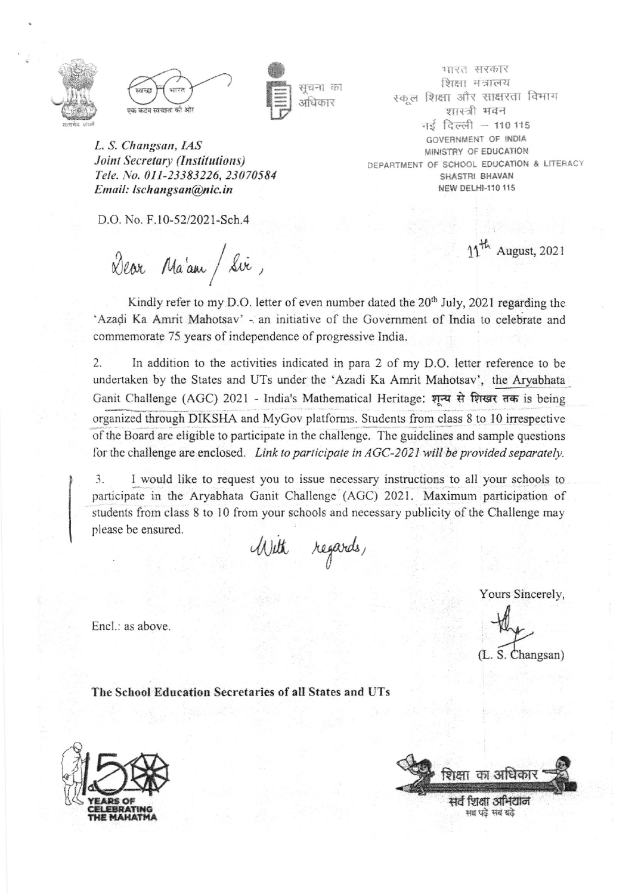भारत सरकार
शिक्षा मंत्रालय
स्कूल शिक्षा और साक्षरता विभाग
शास्त्री भवन
नई दिल्ली – 110 115
GOVERNMENT OF INDIA
MINISTRY OF EDUCATION
DEPARTMENT OF SCHOOL EDUCATION & LITERACY
SHASTRI BHAVAN
NEW DELHI-110 115

*L. S. Changsan, IAS*
*Joint Secretary (Institutions)*
*Tele. No. 011-23383226, 23070584*
*Email: lschangsan@nic.in*

D.O. No. F.10-52/2021-Sch.4

11th August, 2021

Dear Ma'am / Sir,

Kindly refer to my D.O. letter of even number dated the 20th July, 2021 regarding the 'Azadi Ka Amrit Mahotsav' - an initiative of the Government of India to celebrate and commemorate 75 years of independence of progressive India.

2. In addition to the activities indicated in para 2 of my D.O. letter reference to be undertaken by the States and UTs under the 'Azadi Ka Amrit Mahotsav', the Aryabhata Ganit Challenge (AGC) 2021 - India's Mathematical Heritage: **शून्य से शिखर तक** is being organized through DIKSHA and MyGov platforms. Students from class 8 to 10 irrespective of the Board are eligible to participate in the challenge. The guidelines and sample questions for the challenge are enclosed. *Link to participate in AGC-2021 will be provided separately.*

3. I would like to request you to issue necessary instructions to all your schools to participate in the Aryabhata Ganit Challenge (AGC) 2021. Maximum participation of students from class 8 to 10 from your schools and necessary publicity of the Challenge may please be ensured.

With regards,

Yours Sincerely,

(L. S. Changsan)

Encl.: as above.

**The School Education Secretaries of all States and UTs**